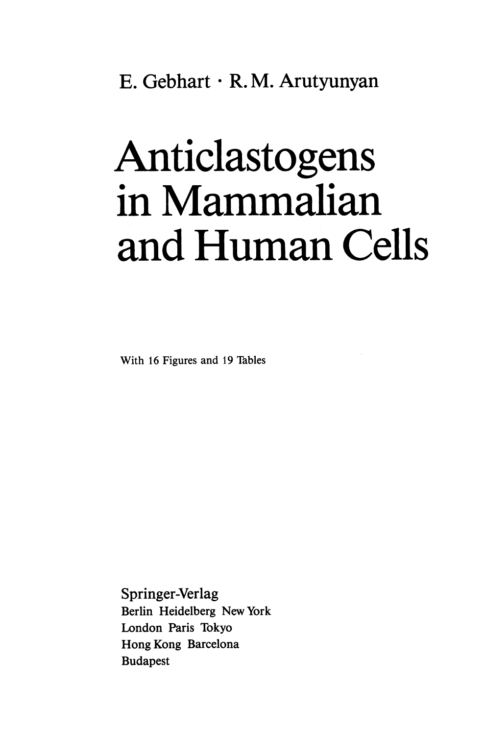E. Gebhart · R. M. Arutyunyan

# Anticlastogens in Mammalian and Human Cells

With 16 Figures and 19 Tables

Springer-Verlag
Berlin Heidelberg New York
London Paris Tokyo
Hong Kong Barcelona
Budapest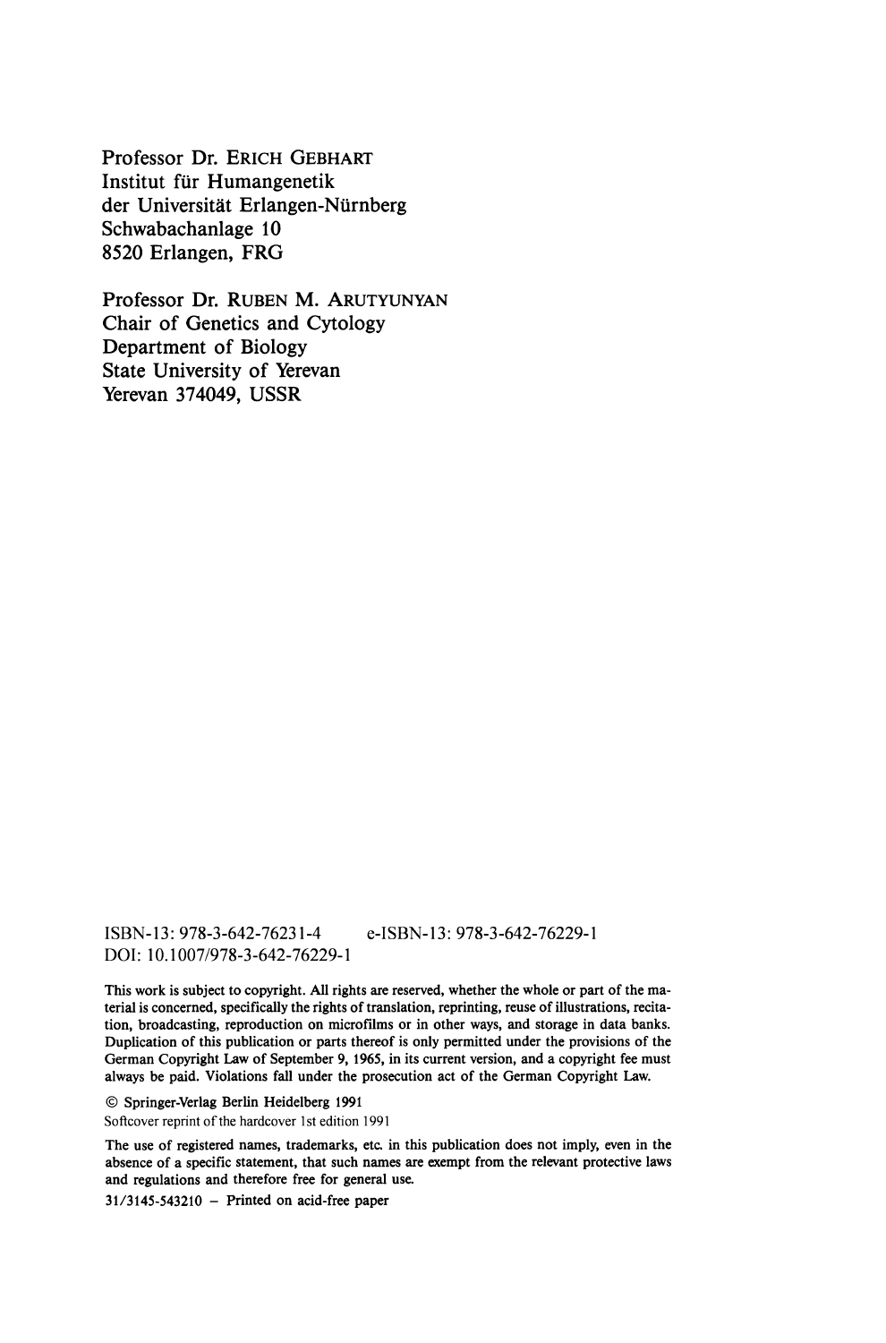Professor Dr. ERICH GEBHART
Institut für Humangenetik
der Universität Erlangen-Nürnberg
Schwabachanlage 10
8520 Erlangen, FRG

Professor Dr. RUBEN M. ARUTYUNYAN
Chair of Genetics and Cytology
Department of Biology
State University of Yerevan
Yerevan 374049, USSR

ISBN-13: 978-3-642-76231-4 e-ISBN-13: 978-3-642-76229-1
DOI: 10.1007/978-3-642-76229-1

This work is subject to copyright. All rights are reserved, whether the whole or part of the material is concerned, specifically the rights of translation, reprinting, reuse of illustrations, recitation, broadcasting, reproduction on microfilms or in other ways, and storage in data banks. Duplication of this publication or parts thereof is only permitted under the provisions of the German Copyright Law of September 9, 1965, in its current version, and a copyright fee must always be paid. Violations fall under the prosecution act of the German Copyright Law.

© Springer-Verlag Berlin Heidelberg 1991
Softcover reprint of the hardcover 1st edition 1991

The use of registered names, trademarks, etc. in this publication does not imply, even in the absence of a specific statement, that such names are exempt from the relevant protective laws and regulations and therefore free for general use.

31/3145-543210 – Printed on acid-free paper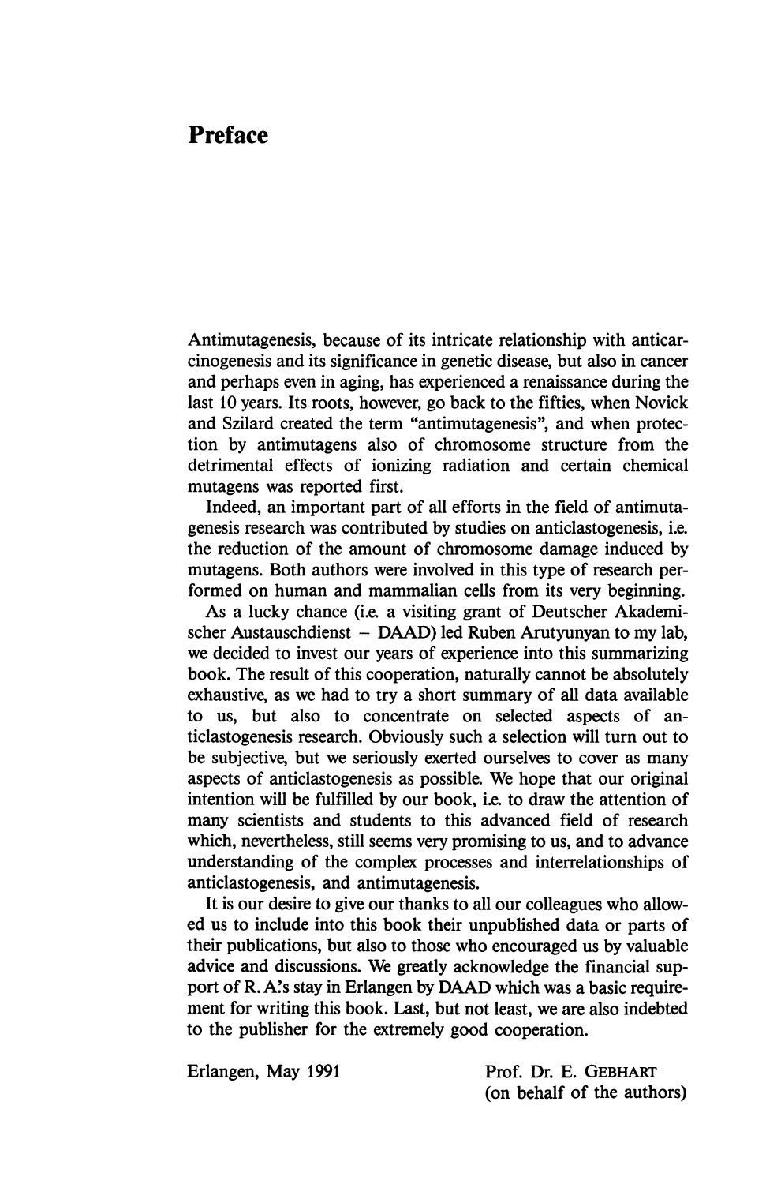# Preface

Antimutagenesis, because of its intricate relationship with anticarcinogenesis and its significance in genetic disease, but also in cancer and perhaps even in aging, has experienced a renaissance during the last 10 years. Its roots, however, go back to the fifties, when Novick and Szilard created the term "antimutagenesis", and when protection by antimutagens also of chromosome structure from the detrimental effects of ionizing radiation and certain chemical mutagens was reported first.

Indeed, an important part of all efforts in the field of antimutagenesis research was contributed by studies on anticlastogenesis, i.e. the reduction of the amount of chromosome damage induced by mutagens. Both authors were involved in this type of research performed on human and mammalian cells from its very beginning.

As a lucky chance (i.e. a visiting grant of Deutscher Akademischer Austauschdienst – DAAD) led Ruben Arutyunyan to my lab, we decided to invest our years of experience into this summarizing book. The result of this cooperation, naturally cannot be absolutely exhaustive, as we had to try a short summary of all data available to us, but also to concentrate on selected aspects of anticlastogenesis research. Obviously such a selection will turn out to be subjective, but we seriously exerted ourselves to cover as many aspects of anticlastogenesis as possible. We hope that our original intention will be fulfilled by our book, i.e. to draw the attention of many scientists and students to this advanced field of research which, nevertheless, still seems very promising to us, and to advance understanding of the complex processes and interrelationships of anticlastogenesis, and antimutagenesis.

It is our desire to give our thanks to all our colleagues who allowed us to include into this book their unpublished data or parts of their publications, but also to those who encouraged us by valuable advice and discussions. We greatly acknowledge the financial support of R. A.'s stay in Erlangen by DAAD which was a basic requirement for writing this book. Last, but not least, we are also indebted to the publisher for the extremely good cooperation.

Erlangen, May 1991

Prof. Dr. E. Gebhart
(on behalf of the authors)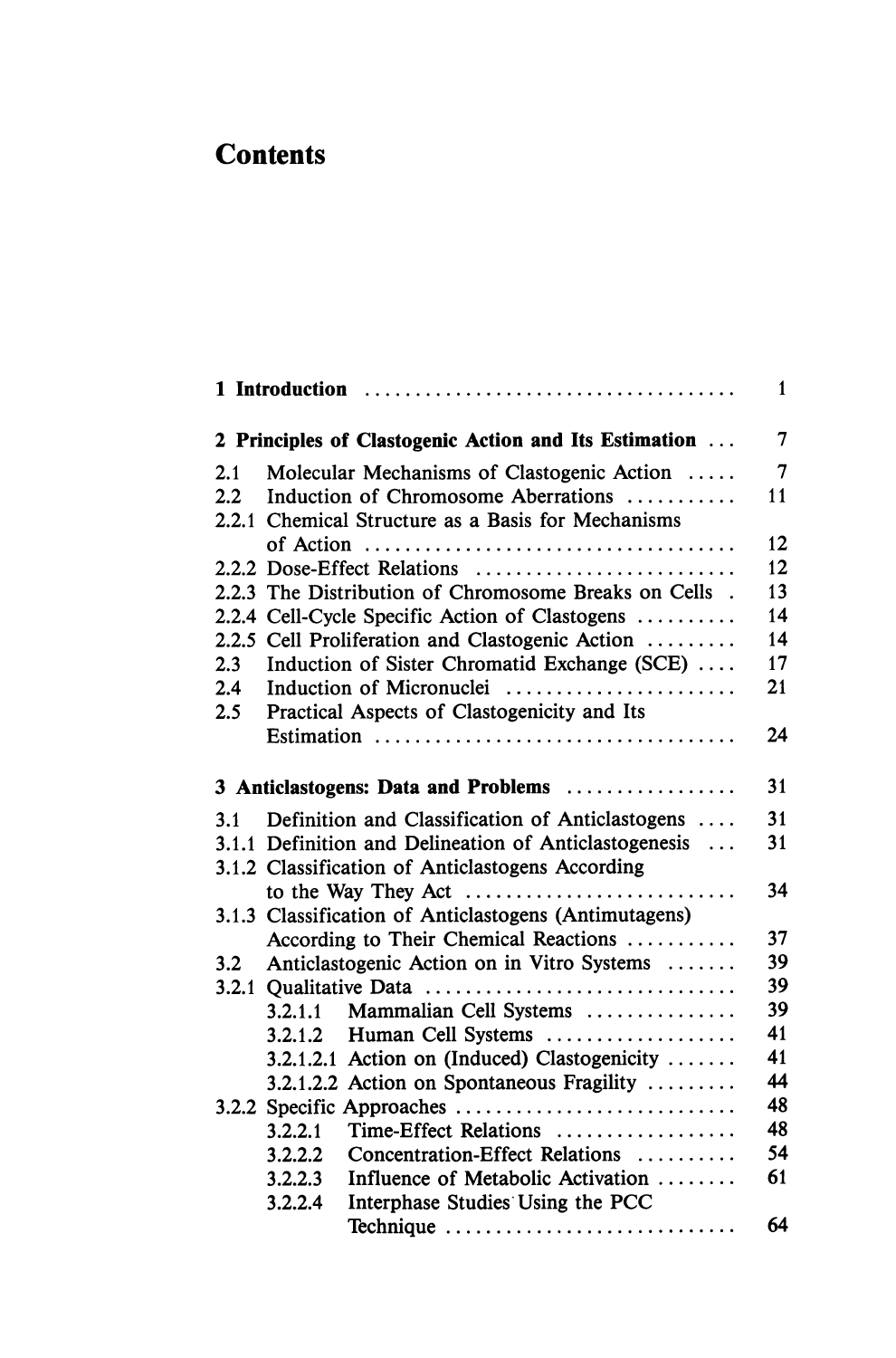# Contents

| | | |
|---|---|---|
| **1** | **Introduction** | 1 |
| **2** | **Principles of Clastogenic Action and Its Estimation** | 7 |
| 2.1 | Molecular Mechanisms of Clastogenic Action | 7 |
| 2.2 | Induction of Chromosome Aberrations | 11 |
| 2.2.1 | Chemical Structure as a Basis for Mechanisms of Action | 12 |
| 2.2.2 | Dose-Effect Relations | 12 |
| 2.2.3 | The Distribution of Chromosome Breaks on Cells | 13 |
| 2.2.4 | Cell-Cycle Specific Action of Clastogens | 14 |
| 2.2.5 | Cell Proliferation and Clastogenic Action | 14 |
| 2.3 | Induction of Sister Chromatid Exchange (SCE) | 17 |
| 2.4 | Induction of Micronuclei | 21 |
| 2.5 | Practical Aspects of Clastogenicity and Its Estimation | 24 |
| **3** | **Anticlastogens: Data and Problems** | 31 |
| 3.1 | Definition and Classification of Anticlastogens | 31 |
| 3.1.1 | Definition and Delineation of Anticlastogenesis | 31 |
| 3.1.2 | Classification of Anticlastogens According to the Way They Act | 34 |
| 3.1.3 | Classification of Anticlastogens (Antimutagens) According to Their Chemical Reactions | 37 |
| 3.2 | Anticlastogenic Action on in Vitro Systems | 39 |
| 3.2.1 | Qualitative Data | 39 |
| 3.2.1.1 | Mammalian Cell Systems | 39 |
| 3.2.1.2 | Human Cell Systems | 41 |
| 3.2.1.2.1 | Action on (Induced) Clastogenicity | 41 |
| 3.2.1.2.2 | Action on Spontaneous Fragility | 44 |
| 3.2.2 | Specific Approaches | 48 |
| 3.2.2.1 | Time-Effect Relations | 48 |
| 3.2.2.2 | Concentration-Effect Relations | 54 |
| 3.2.2.3 | Influence of Metabolic Activation | 61 |
| 3.2.2.4 | Interphase Studies Using the PCC Technique | 64 |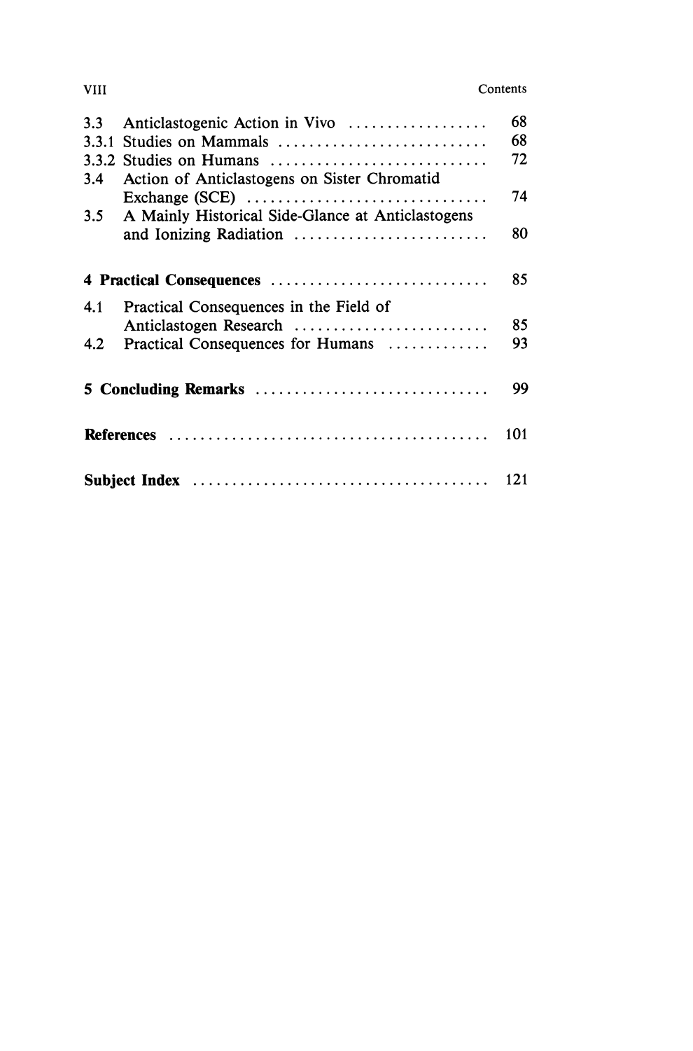| | | |
|---|---|---|
| 3.3 | Anticlastogenic Action in Vivo | 68 |
| 3.3.1 | Studies on Mammals | 68 |
| 3.3.2 | Studies on Humans | 72 |
| 3.4 | Action of Anticlastogens on Sister Chromatid Exchange (SCE) | 74 |
| 3.5 | A Mainly Historical Side-Glance at Anticlastogens and Ionizing Radiation | 80 |
| **4** | **Practical Consequences** | 85 |
| 4.1 | Practical Consequences in the Field of Anticlastogen Research | 85 |
| 4.2 | Practical Consequences for Humans | 93 |
| **5** | **Concluding Remarks** | 99 |
| | **References** | 101 |
| | **Subject Index** | 121 |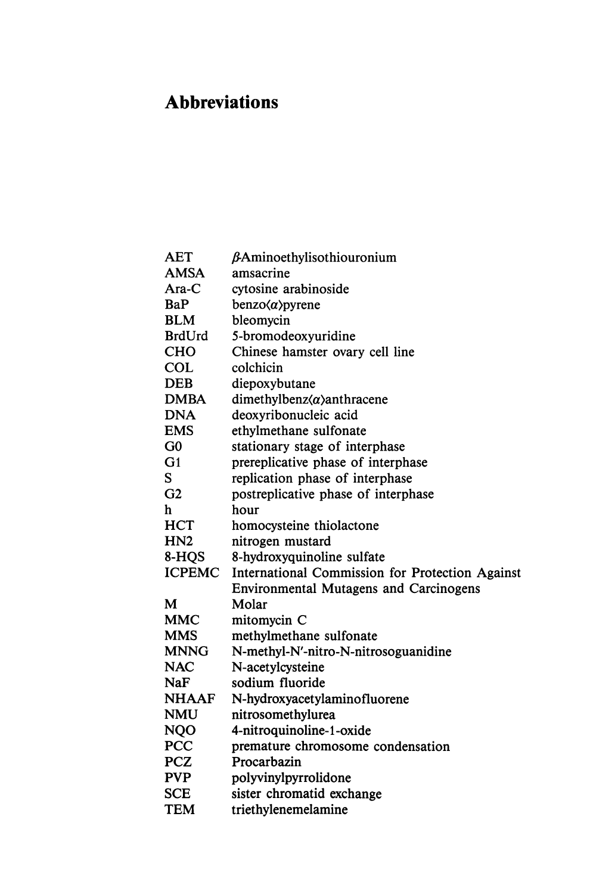# Abbreviations

| | |
|---|---|
| AET | β-Aminoethylisothiouronium |
| AMSA | amsacrine |
| Ara-C | cytosine arabinoside |
| BaP | benzo⟨α⟩pyrene |
| BLM | bleomycin |
| BrdUrd | 5-bromodeoxyuridine |
| CHO | Chinese hamster ovary cell line |
| COL | colchicin |
| DEB | diepoxybutane |
| DMBA | dimethylbenz⟨α⟩anthracene |
| DNA | deoxyribonucleic acid |
| EMS | ethylmethane sulfonate |
| G0 | stationary stage of interphase |
| G1 | prereplicative phase of interphase |
| S | replication phase of interphase |
| G2 | postreplicative phase of interphase |
| h | hour |
| HCT | homocysteine thiolactone |
| HN2 | nitrogen mustard |
| 8-HQS | 8-hydroxyquinoline sulfate |
| ICPEMC | International Commission for Protection Against Environmental Mutagens and Carcinogens |
| M | Molar |
| MMC | mitomycin C |
| MMS | methylmethane sulfonate |
| MNNG | N-methyl-N′-nitro-N-nitrosoguanidine |
| NAC | N-acetylcysteine |
| NaF | sodium fluoride |
| NHAAF | N-hydroxyacetylaminofluorene |
| NMU | nitrosomethylurea |
| NQO | 4-nitroquinoline-1-oxide |
| PCC | premature chromosome condensation |
| PCZ | Procarbazin |
| PVP | polyvinylpyrrolidone |
| SCE | sister chromatid exchange |
| TEM | triethylenemelamine |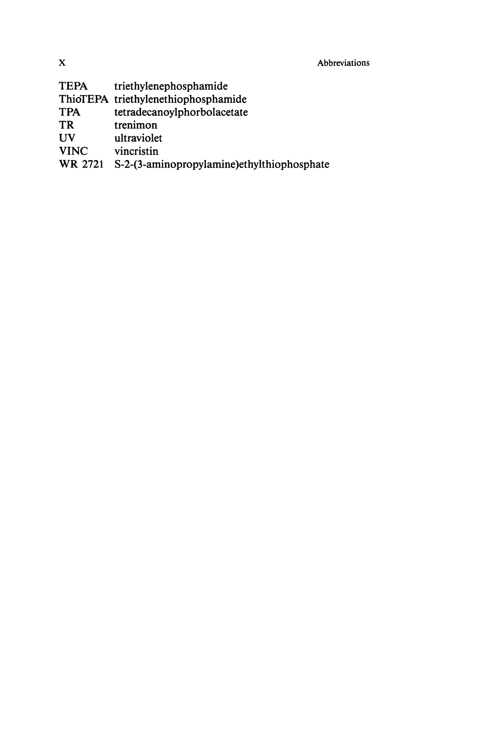| | |
|---|---|
| TEPA | triethylenephosphamide |
| ThioTEPA | triethylenethiophosphamide |
| TPA | tetradecanoylphorbolacetate |
| TR | trenimon |
| UV | ultraviolet |
| VINC | vincristin |
| WR 2721 | S-2-(3-aminopropylamine)ethylthiophosphate |